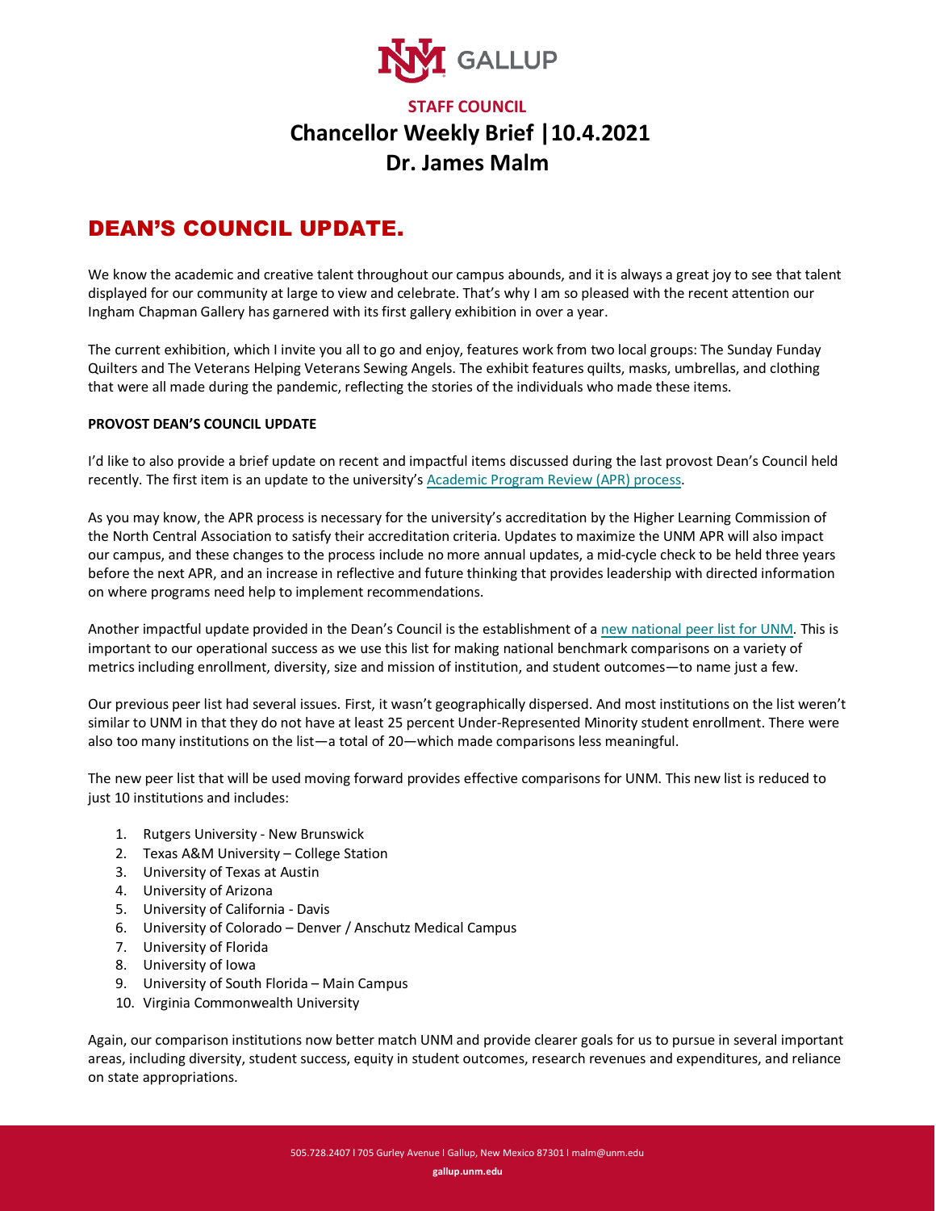UNM GALLUP

**STAFF COUNCIL**

# Chancellor Weekly Brief |10.4.2021
# Dr. James Malm

## DEAN'S COUNCIL UPDATE.

We know the academic and creative talent throughout our campus abounds, and it is always a great joy to see that talent displayed for our community at large to view and celebrate. That's why I am so pleased with the recent attention our Ingham Chapman Gallery has garnered with its first gallery exhibition in over a year.

The current exhibition, which I invite you all to go and enjoy, features work from two local groups: The Sunday Funday Quilters and The Veterans Helping Veterans Sewing Angels. The exhibit features quilts, masks, umbrellas, and clothing that were all made during the pandemic, reflecting the stories of the individuals who made these items.

**PROVOST DEAN'S COUNCIL UPDATE**

I'd like to also provide a brief update on recent and impactful items discussed during the last provost Dean's Council held recently. The first item is an update to the university's Academic Program Review (APR) process.

As you may know, the APR process is necessary for the university's accreditation by the Higher Learning Commission of the North Central Association to satisfy their accreditation criteria. Updates to maximize the UNM APR will also impact our campus, and these changes to the process include no more annual updates, a mid-cycle check to be held three years before the next APR, and an increase in reflective and future thinking that provides leadership with directed information on where programs need help to implement recommendations.

Another impactful update provided in the Dean's Council is the establishment of a new national peer list for UNM. This is important to our operational success as we use this list for making national benchmark comparisons on a variety of metrics including enrollment, diversity, size and mission of institution, and student outcomes—to name just a few.

Our previous peer list had several issues. First, it wasn't geographically dispersed. And most institutions on the list weren't similar to UNM in that they do not have at least 25 percent Under-Represented Minority student enrollment. There were also too many institutions on the list—a total of 20—which made comparisons less meaningful.

The new peer list that will be used moving forward provides effective comparisons for UNM. This new list is reduced to just 10 institutions and includes:

1. Rutgers University - New Brunswick
2. Texas A&M University – College Station
3. University of Texas at Austin
4. University of Arizona
5. University of California - Davis
6. University of Colorado – Denver / Anschutz Medical Campus
7. University of Florida
8. University of Iowa
9. University of South Florida – Main Campus
10. Virginia Commonwealth University

Again, our comparison institutions now better match UNM and provide clearer goals for us to pursue in several important areas, including diversity, student success, equity in student outcomes, research revenues and expenditures, and reliance on state appropriations.

505.728.2407 l 705 Gurley Avenue l Gallup, New Mexico 87301 l malm@unm.edu

gallup.unm.edu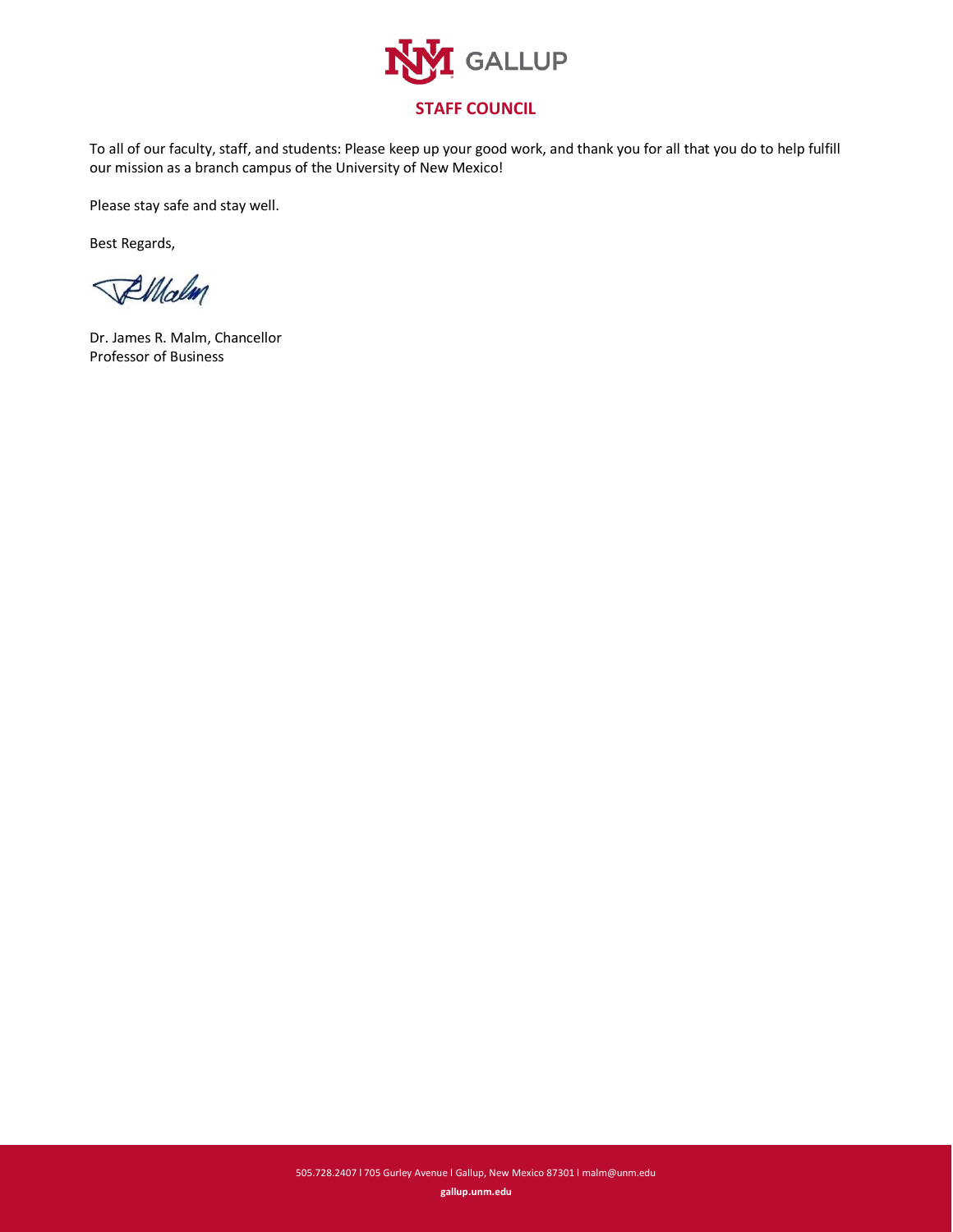To all of our faculty, staff, and students: Please keep up your good work, and thank you for all that you do to help fulfill our mission as a branch campus of the University of New Mexico!

Please stay safe and stay well.

Best Regards,

Dr. James R. Malm, Chancellor
Professor of Business